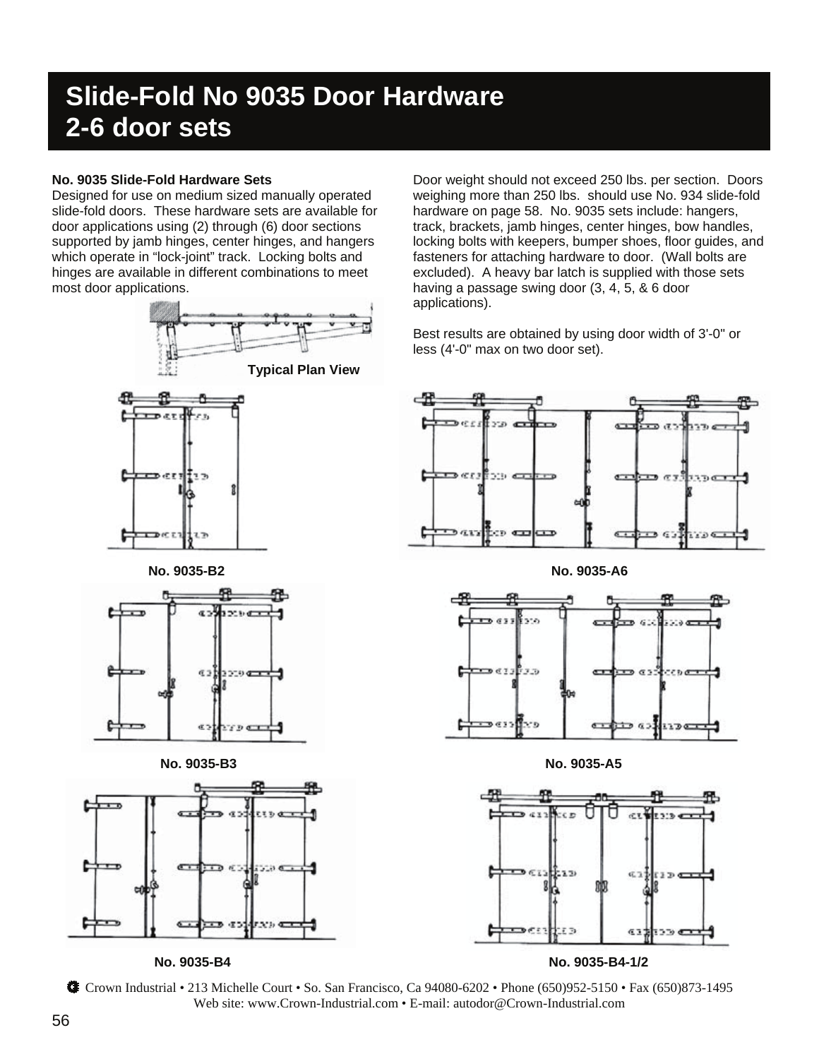# Slide-Fold No 9035 Door Hardware 2-6 door sets

**No. 9035 Slide-Fold Hardware Sets**
Designed for use on medium sized manually operated slide-fold doors. These hardware sets are available for door applications using (2) through (6) door sections supported by jamb hinges, center hinges, and hangers which operate in "lock-joint" track. Locking bolts and hinges are available in different combinations to meet most door applications.

Door weight should not exceed 250 lbs. per section. Doors weighing more than 250 lbs. should use No. 934 slide-fold hardware on page 58. No. 9035 sets include: hangers, track, brackets, jamb hinges, center hinges, bow handles, locking bolts with keepers, bumper shoes, floor guides, and fasteners for attaching hardware to door. (Wall bolts are excluded). A heavy bar latch is supplied with those sets having a passage swing door (3, 4, 5, & 6 door applications).

Best results are obtained by using door width of 3'-0" or less (4'-0" max on two door set).

Typical Plan View

No. 9035-B2

No. 9035-A6

No. 9035-B3

No. 9035-A5

No. 9035-B4

No. 9035-B4-1/2

Crown Industrial • 213 Michelle Court • So. San Francisco, Ca 94080-6202 • Phone (650)952-5150 • Fax (650)873-1495
Web site: www.Crown-Industrial.com • E-mail: autodor@Crown-Industrial.com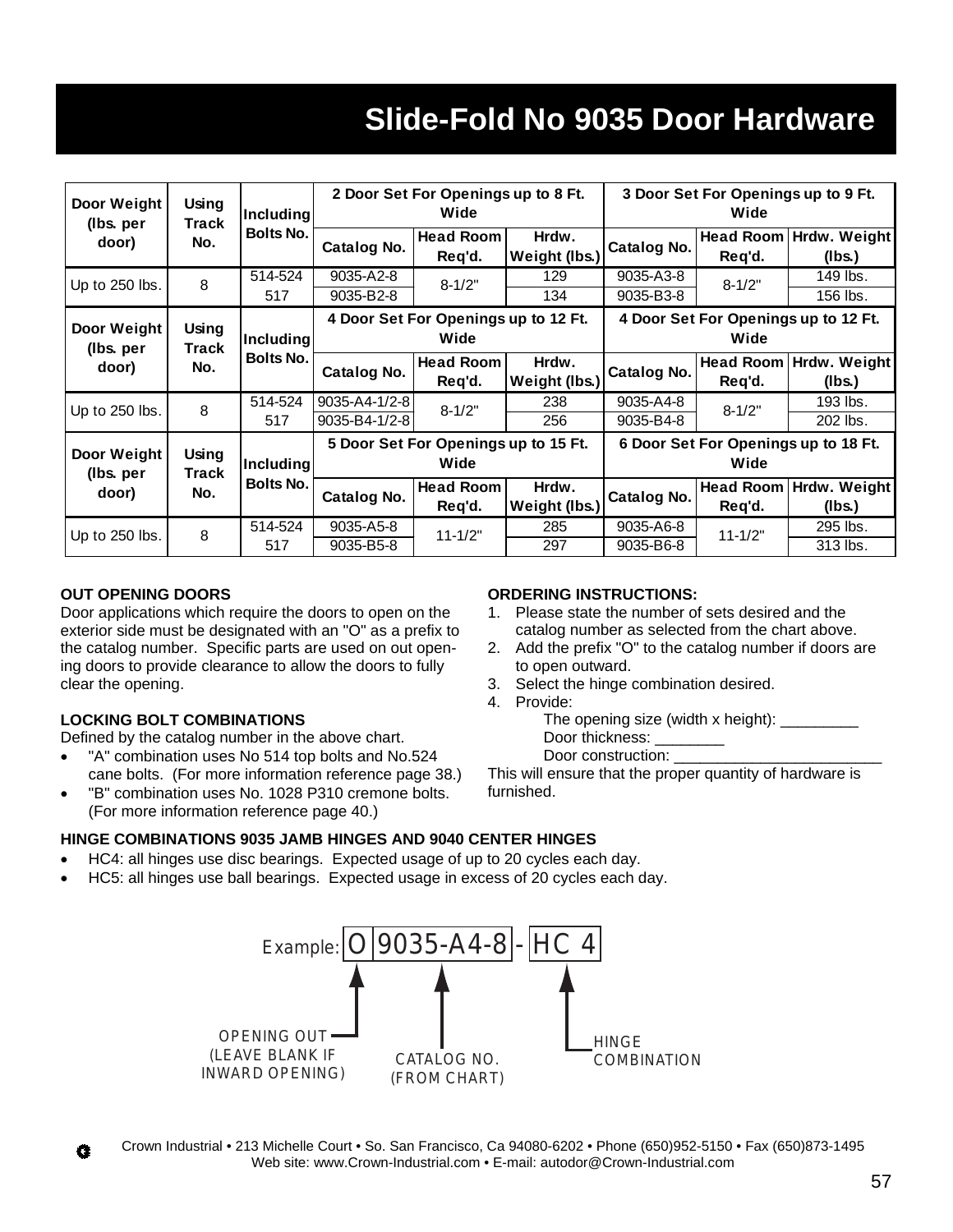# Slide-Fold No 9035 Door Hardware

| Door Weight (lbs. per door) | Using Track No. | Including Bolts No. | 2 Door Set For Openings up to 8 Ft. Wide | | | 3 Door Set For Openings up to 9 Ft. Wide | | |
|---|---|---|---|---|---|---|---|---|
| | | | Catalog No. | Head Room Req'd. | Hrdw. Weight (lbs.) | Catalog No. | Head Room Req'd. | Hrdw. Weight (lbs.) |
| Up to 250 lbs. | 8 | 514-524 | 9035-A2-8 | 8-1/2" | 129 | 9035-A3-8 | 8-1/2" | 149 lbs. |
| | | 517 | 9035-B2-8 | | 134 | 9035-B3-8 | | 156 lbs. |
| **Door Weight (lbs. per door)** | **Using Track No.** | **Including Bolts No.** | **4 Door Set For Openings up to 12 Ft. Wide** | | | **4 Door Set For Openings up to 12 Ft. Wide** | | |
| | | | **Catalog No.** | **Head Room Req'd.** | **Hrdw. Weight (lbs.)** | **Catalog No.** | **Head Room Req'd.** | **Hrdw. Weight (lbs.)** |
| Up to 250 lbs. | 8 | 514-524 | 9035-A4-1/2-8 | 8-1/2" | 238 | 9035-A4-8 | 8-1/2" | 193 lbs. |
| | | 517 | 9035-B4-1/2-8 | | 256 | 9035-B4-8 | | 202 lbs. |
| **Door Weight (lbs. per door)** | **Using Track No.** | **Including Bolts No.** | **5 Door Set For Openings up to 15 Ft. Wide** | | | **6 Door Set For Openings up to 18 Ft. Wide** | | |
| | | | **Catalog No.** | **Head Room Req'd.** | **Hrdw. Weight (lbs.)** | **Catalog No.** | **Head Room Req'd.** | **Hrdw. Weight (lbs.)** |
| Up to 250 lbs. | 8 | 514-524 | 9035-A5-8 | 11-1/2" | 285 | 9035-A6-8 | 11-1/2" | 295 lbs. |
| | | 517 | 9035-B5-8 | | 297 | 9035-B6-8 | | 313 lbs. |

**OUT OPENING DOORS**

Door applications which require the doors to open on the exterior side must be designated with an "O" as a prefix to the catalog number. Specific parts are used on out opening doors to provide clearance to allow the doors to fully clear the opening.

**LOCKING BOLT COMBINATIONS**

Defined by the catalog number in the above chart.

- "A" combination uses No 514 top bolts and No.524 cane bolts. (For more information reference page 38.)
- "B" combination uses No. 1028 P310 cremone bolts. (For more information reference page 40.)

**ORDERING INSTRUCTIONS:**

1. Please state the number of sets desired and the catalog number as selected from the chart above.
2. Add the prefix "O" to the catalog number if doors are to open outward.
3. Select the hinge combination desired.
4. Provide:
   - The opening size (width x height): _________
   - Door thickness: ________
   - Door construction: _________________________

This will ensure that the proper quantity of hardware is furnished.

**HINGE COMBINATIONS 9035 JAMB HINGES AND 9040 CENTER HINGES**

- HC4: all hinges use disc bearings. Expected usage of up to 20 cycles each day.
- HC5: all hinges use ball bearings. Expected usage in excess of 20 cycles each day.

Example: O 9035-A4-8 - HC 4

- O — OPENING OUT (LEAVE BLANK IF INWARD OPENING)
- 9035-A4-8 — CATALOG NO. (FROM CHART)
- HC 4 — HINGE COMBINATION

Crown Industrial • 213 Michelle Court • So. San Francisco, Ca 94080-6202 • Phone (650)952-5150 • Fax (650)873-1495
Web site: www.Crown-Industrial.com • E-mail: autodor@Crown-Industrial.com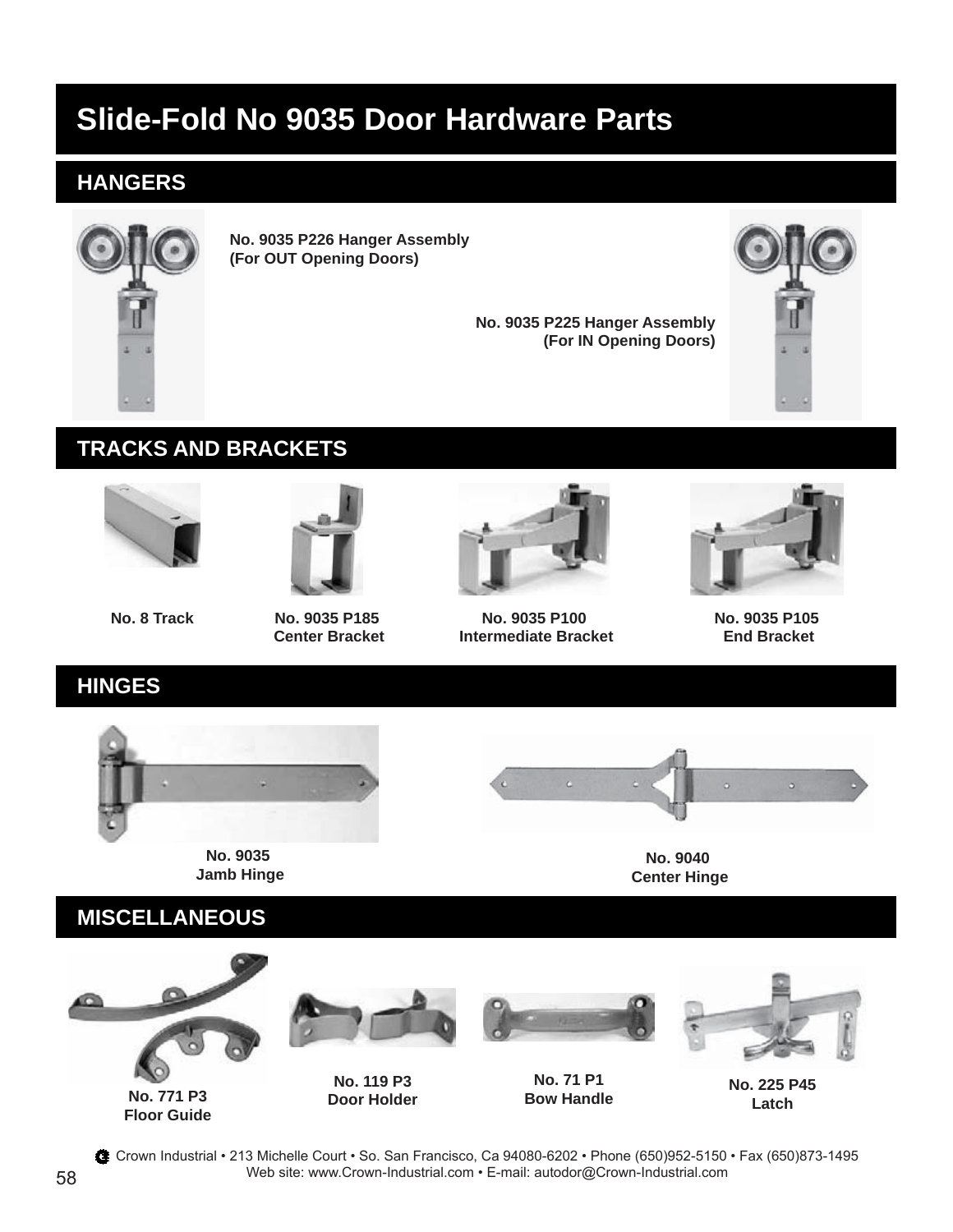# Slide-Fold No 9035 Door Hardware Parts

## HANGERS

**No. 9035 P226 Hanger Assembly (For OUT Opening Doors)**

**No. 9035 P225 Hanger Assembly (For IN Opening Doors)**

## TRACKS AND BRACKETS

**No. 8 Track**

**No. 9035 P185 Center Bracket**

**No. 9035 P100 Intermediate Bracket**

**No. 9035 P105 End Bracket**

## HINGES

**No. 9035 Jamb Hinge**

**No. 9040 Center Hinge**

## MISCELLANEOUS

**No. 771 P3 Floor Guide**

**No. 119 P3 Door Holder**

**No. 71 P1 Bow Handle**

**No. 225 P45 Latch**

Crown Industrial • 213 Michelle Court • So. San Francisco, Ca 94080-6202 • Phone (650)952-5150 • Fax (650)873-1495
Web site: www.Crown-Industrial.com • E-mail: autodor@Crown-Industrial.com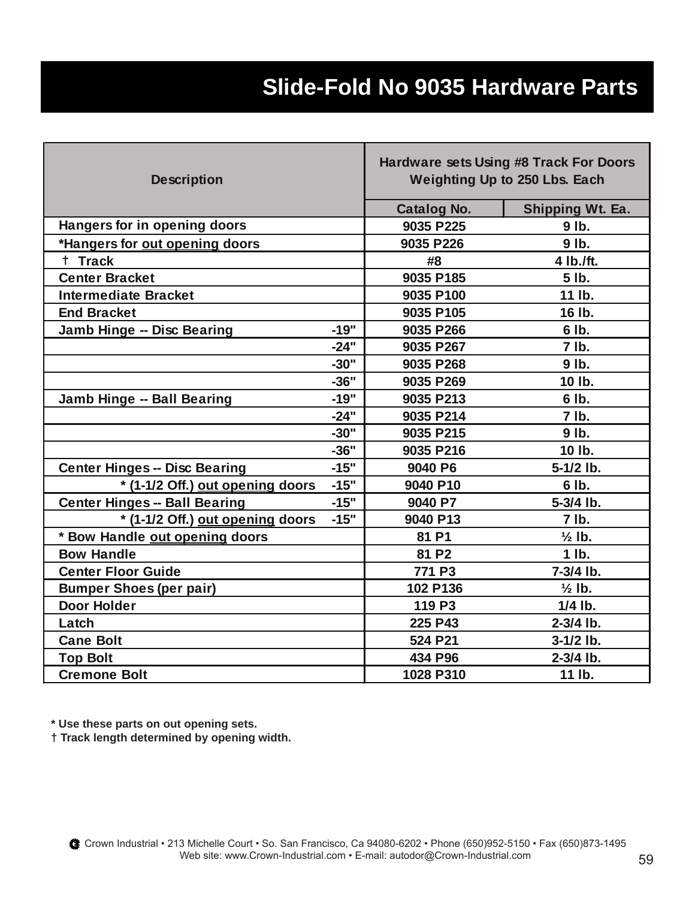# Slide-Fold No 9035 Hardware Parts

| Description | | Hardware sets Using #8 Track For Doors Weighting Up to 250 Lbs. Each | |
|---|---|---|---|
| | | Catalog No. | Shipping Wt. Ea. |
| Hangers for in opening doors | | 9035 P225 | 9 lb. |
| *Hangers for <u>out opening</u> doors | | 9035 P226 | 9 lb. |
| † Track | | #8 | 4 lb./ft. |
| Center Bracket | | 9035 P185 | 5 lb. |
| Intermediate Bracket | | 9035 P100 | 11 lb. |
| End Bracket | | 9035 P105 | 16 lb. |
| Jamb Hinge -- Disc Bearing | -19" | 9035 P266 | 6 lb. |
| | -24" | 9035 P267 | 7 lb. |
| | -30" | 9035 P268 | 9 lb. |
| | -36" | 9035 P269 | 10 lb. |
| Jamb Hinge -- Ball Bearing | -19" | 9035 P213 | 6 lb. |
| | -24" | 9035 P214 | 7 lb. |
| | -30" | 9035 P215 | 9 lb. |
| | -36" | 9035 P216 | 10 lb. |
| Center Hinges -- Disc Bearing | -15" | 9040 P6 | 5-1/2 lb. |
| * (1-1/2 Off.) <u>out opening</u> doors | -15" | 9040 P10 | 6 lb. |
| Center Hinges -- Ball Bearing | -15" | 9040 P7 | 5-3/4 lb. |
| * (1-1/2 Off.) <u>out opening</u> doors | -15" | 9040 P13 | 7 lb. |
| * Bow Handle <u>out opening</u> doors | | 81 P1 | ½ lb. |
| Bow Handle | | 81 P2 | 1 lb. |
| Center Floor Guide | | 771 P3 | 7-3/4 lb. |
| Bumper Shoes (per pair) | | 102 P136 | ½ lb. |
| Door Holder | | 119 P3 | 1/4 lb. |
| Latch | | 225 P43 | 2-3/4 lb. |
| Cane Bolt | | 524 P21 | 3-1/2 lb. |
| Top Bolt | | 434 P96 | 2-3/4 lb. |
| Cremone Bolt | | 1028 P310 | 11 lb. |

\* Use these parts on out opening sets.
† Track length determined by opening width.

Crown Industrial • 213 Michelle Court • So. San Francisco, Ca 94080-6202 • Phone (650)952-5150 • Fax (650)873-1495
Web site: www.Crown-Industrial.com • E-mail: autodor@Crown-Industrial.com